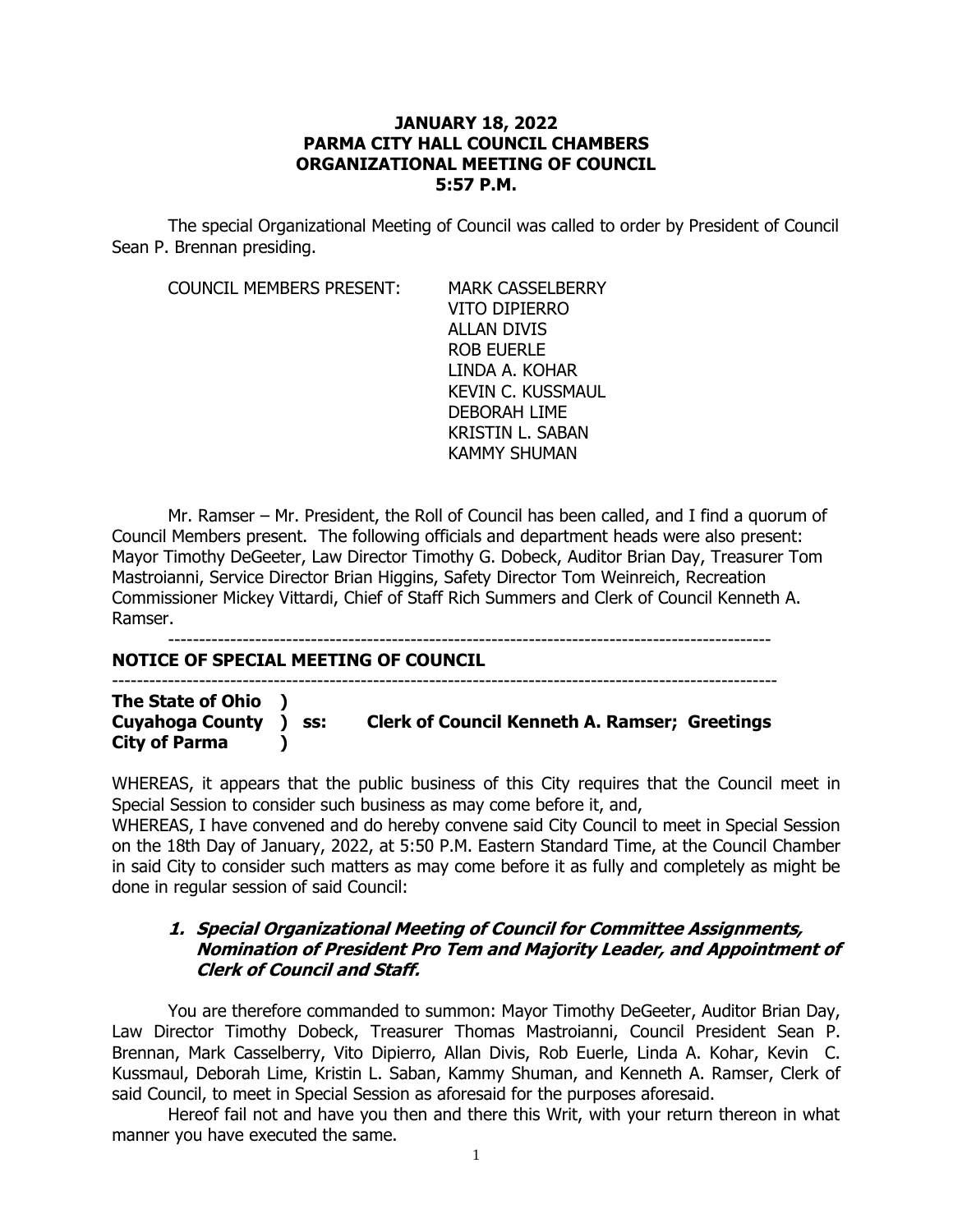# JANUARY 18, 2022
# PARMA CITY HALL COUNCIL CHAMBERS
# ORGANIZATIONAL MEETING OF COUNCIL
# 5:57 P.M.

The special Organizational Meeting of Council was called to order by President of Council Sean P. Brennan presiding.

COUNCIL MEMBERS PRESENT:

MARK CASSELBERRY
VITO DIPIERRO
ALLAN DIVIS
ROB EUERLE
LINDA A. KOHAR
KEVIN C. KUSSMAUL
DEBORAH LIME
KRISTIN L. SABAN
KAMMY SHUMAN

Mr. Ramser – Mr. President, the Roll of Council has been called, and I find a quorum of Council Members present. The following officials and department heads were also present: Mayor Timothy DeGeeter, Law Director Timothy G. Dobeck, Auditor Brian Day, Treasurer Tom Mastroianni, Service Director Brian Higgins, Safety Director Tom Weinreich, Recreation Commissioner Mickey Vittardi, Chief of Staff Rich Summers and Clerk of Council Kenneth A. Ramser.

---

## NOTICE OF SPECIAL MEETING OF COUNCIL

---

**The State of Ohio )**
**Cuyahoga County ) ss: Clerk of Council Kenneth A. Ramser; Greetings**
**City of Parma )**

WHEREAS, it appears that the public business of this City requires that the Council meet in Special Session to consider such business as may come before it, and,
WHEREAS, I have convened and do hereby convene said City Council to meet in Special Session on the 18th Day of January, 2022, at 5:50 P.M. Eastern Standard Time, at the Council Chamber in said City to consider such matters as may come before it as fully and completely as might be done in regular session of said Council:

1. ***Special Organizational Meeting of Council for Committee Assignments, Nomination of President Pro Tem and Majority Leader, and Appointment of Clerk of Council and Staff.***

You are therefore commanded to summon: Mayor Timothy DeGeeter, Auditor Brian Day, Law Director Timothy Dobeck, Treasurer Thomas Mastroianni, Council President Sean P. Brennan, Mark Casselberry, Vito Dipierro, Allan Divis, Rob Euerle, Linda A. Kohar, Kevin C. Kussmaul, Deborah Lime, Kristin L. Saban, Kammy Shuman, and Kenneth A. Ramser, Clerk of said Council, to meet in Special Session as aforesaid for the purposes aforesaid.

Hereof fail not and have you then and there this Writ, with your return thereon in what manner you have executed the same.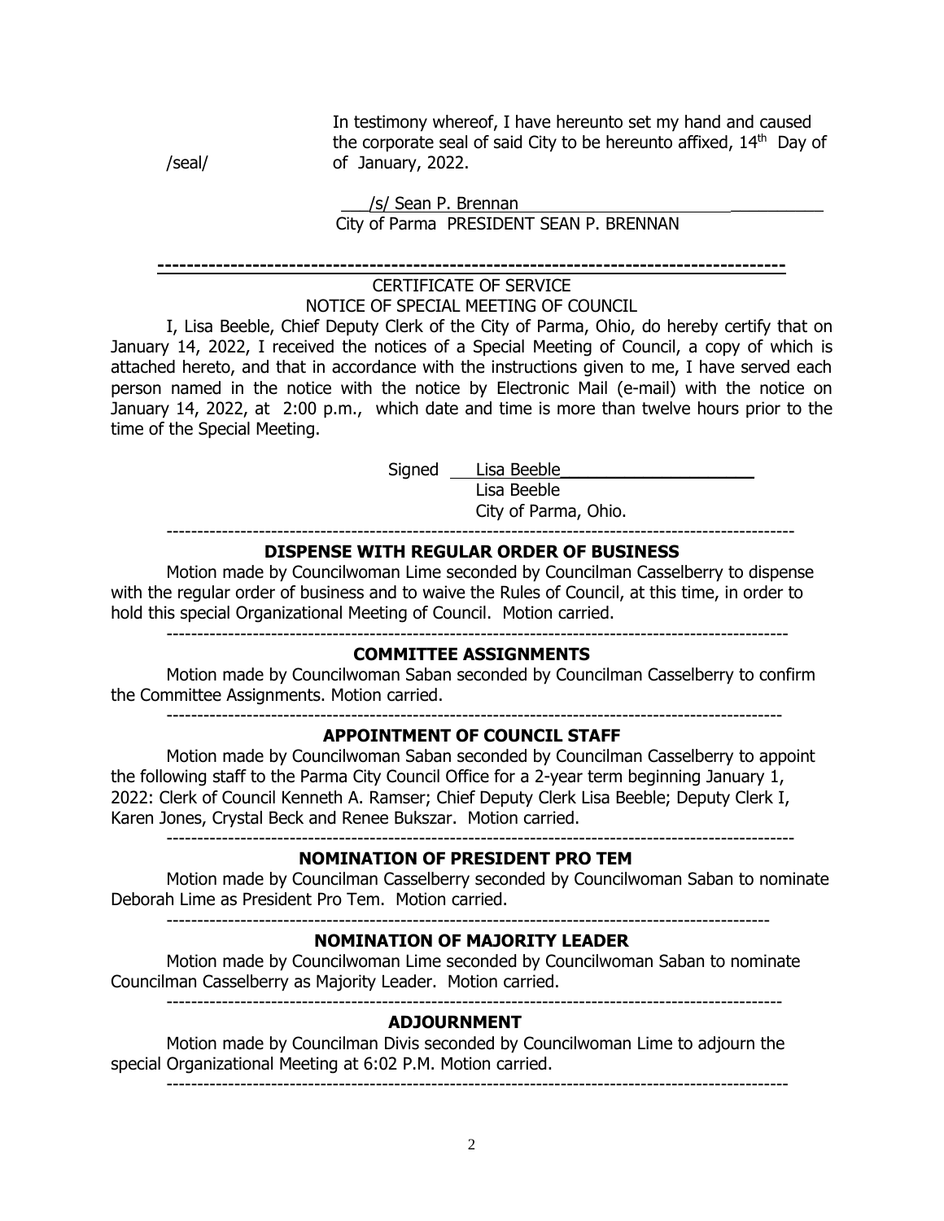In testimony whereof, I have hereunto set my hand and caused the corporate seal of said City to be hereunto affixed, 14th Day of of January, 2022.

/seal/

/s/ Sean P. Brennan

City of Parma PRESIDENT SEAN P. BRENNAN

---

CERTIFICATE OF SERVICE

NOTICE OF SPECIAL MEETING OF COUNCIL

I, Lisa Beeble, Chief Deputy Clerk of the City of Parma, Ohio, do hereby certify that on January 14, 2022, I received the notices of a Special Meeting of Council, a copy of which is attached hereto, and that in accordance with the instructions given to me, I have served each person named in the notice with the notice by Electronic Mail (e-mail) with the notice on January 14, 2022, at 2:00 p.m., which date and time is more than twelve hours prior to the time of the Special Meeting.

Signed Lisa Beeble

Lisa Beeble

City of Parma, Ohio.

---

**DISPENSE WITH REGULAR ORDER OF BUSINESS**

Motion made by Councilwoman Lime seconded by Councilman Casselberry to dispense with the regular order of business and to waive the Rules of Council, at this time, in order to hold this special Organizational Meeting of Council. Motion carried.

---

**COMMITTEE ASSIGNMENTS**

Motion made by Councilwoman Saban seconded by Councilman Casselberry to confirm the Committee Assignments. Motion carried.

---

**APPOINTMENT OF COUNCIL STAFF**

Motion made by Councilwoman Saban seconded by Councilman Casselberry to appoint the following staff to the Parma City Council Office for a 2-year term beginning January 1, 2022: Clerk of Council Kenneth A. Ramser; Chief Deputy Clerk Lisa Beeble; Deputy Clerk I, Karen Jones, Crystal Beck and Renee Bukszar. Motion carried.

---

**NOMINATION OF PRESIDENT PRO TEM**

Motion made by Councilman Casselberry seconded by Councilwoman Saban to nominate Deborah Lime as President Pro Tem. Motion carried.

---

**NOMINATION OF MAJORITY LEADER**

Motion made by Councilwoman Lime seconded by Councilwoman Saban to nominate Councilman Casselberry as Majority Leader. Motion carried.

---

**ADJOURNMENT**

Motion made by Councilman Divis seconded by Councilwoman Lime to adjourn the special Organizational Meeting at 6:02 P.M. Motion carried.

---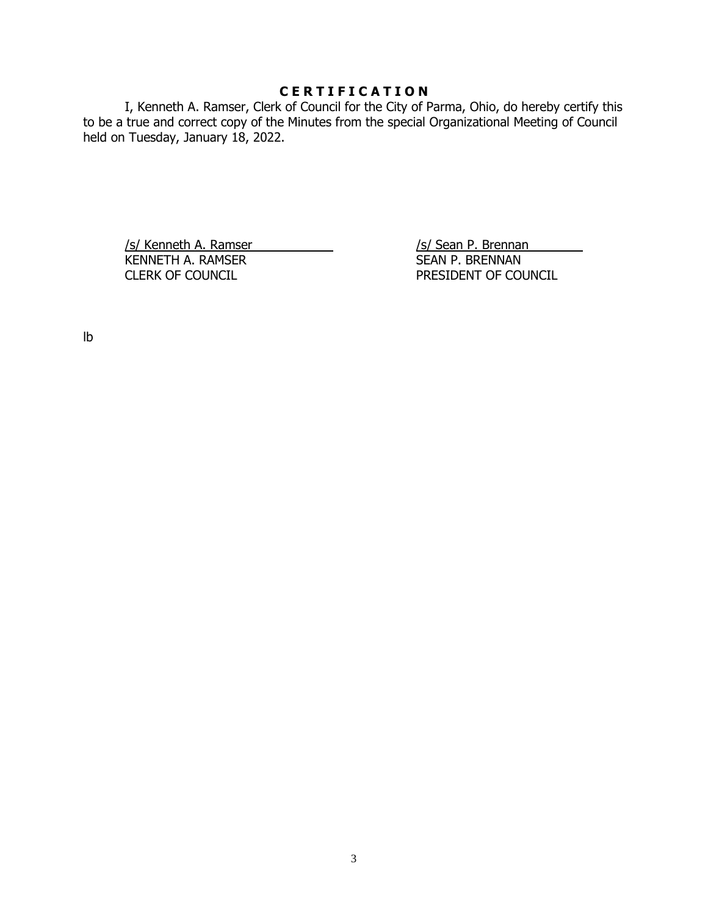## **C E R T I F I C A T I O N**

I, Kenneth A. Ramser, Clerk of Council for the City of Parma, Ohio, do hereby certify this to be a true and correct copy of the Minutes from the special Organizational Meeting of Council held on Tuesday, January 18, 2022.

| | |
|---|---|
| /s/ Kenneth A. Ramser | /s/ Sean P. Brennan |
| KENNETH A. RAMSER | SEAN P. BRENNAN |
| CLERK OF COUNCIL | PRESIDENT OF COUNCIL |

lb